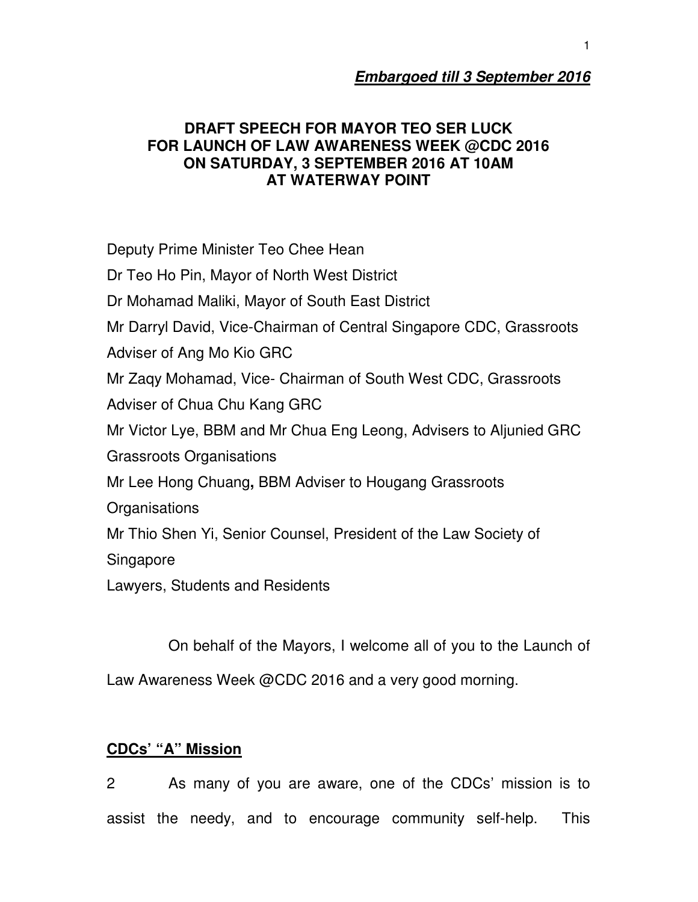***Embargoed till 3 September 2016***

**DRAFT SPEECH FOR MAYOR TEO SER LUCK**
**FOR LAUNCH OF LAW AWARENESS WEEK @CDC 2016**
**ON SATURDAY, 3 SEPTEMBER 2016 AT 10AM**
**AT WATERWAY POINT**

Deputy Prime Minister Teo Chee Hean
Dr Teo Ho Pin, Mayor of North West District
Dr Mohamad Maliki, Mayor of South East District
Mr Darryl David, Vice-Chairman of Central Singapore CDC, Grassroots Adviser of Ang Mo Kio GRC
Mr Zaqy Mohamad, Vice- Chairman of South West CDC, Grassroots Adviser of Chua Chu Kang GRC
Mr Victor Lye, BBM and Mr Chua Eng Leong, Advisers to Aljunied GRC Grassroots Organisations
Mr Lee Hong Chuang**,** BBM Adviser to Hougang Grassroots Organisations
Mr Thio Shen Yi, Senior Counsel, President of the Law Society of Singapore
Lawyers, Students and Residents

On behalf of the Mayors, I welcome all of you to the Launch of Law Awareness Week @CDC 2016 and a very good morning.

**CDCs' "A" Mission**

2 As many of you are aware, one of the CDCs' mission is to assist the needy, and to encourage community self-help. This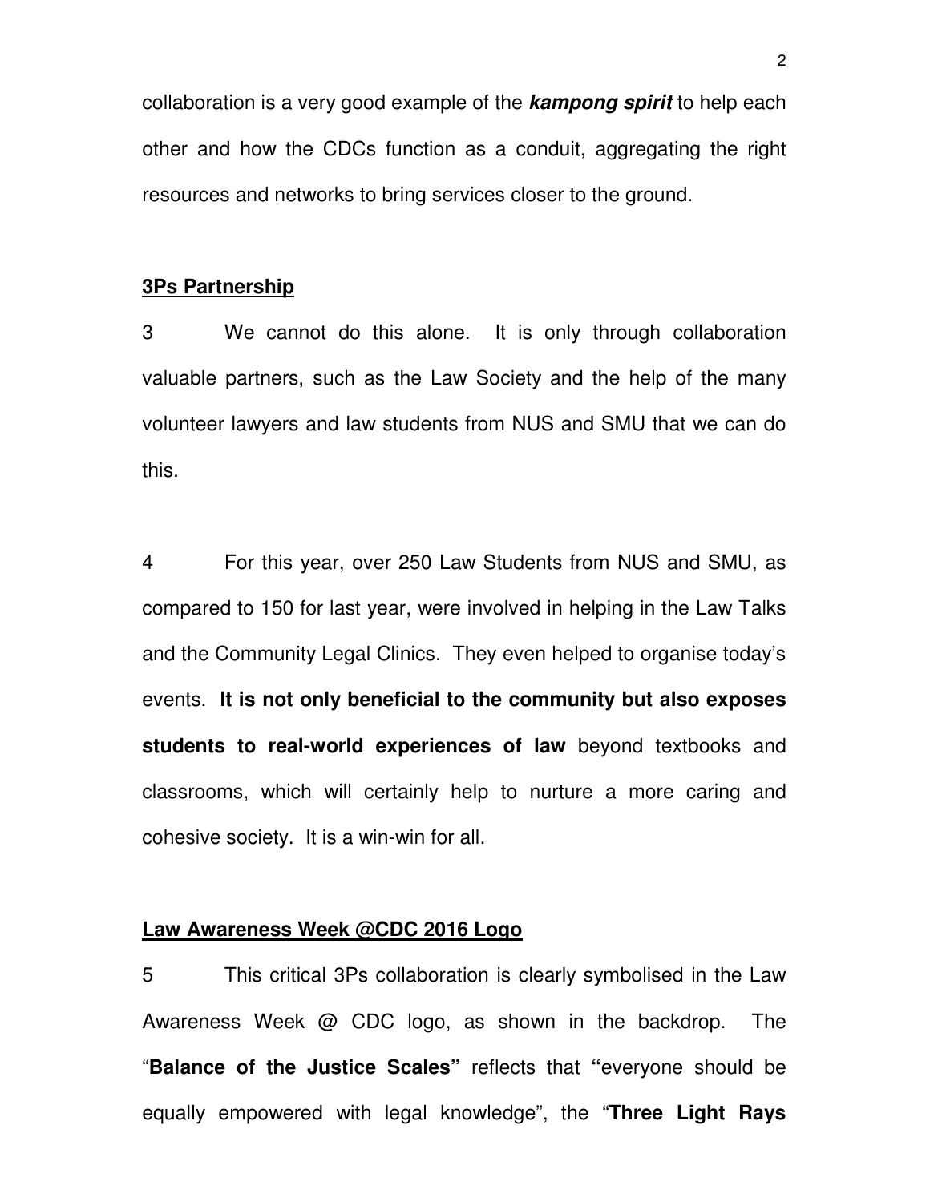collaboration is a very good example of the ***kampong spirit*** to help each other and how the CDCs function as a conduit, aggregating the right resources and networks to bring services closer to the ground.

**<u>3Ps Partnership</u>**

3 We cannot do this alone. It is only through collaboration valuable partners, such as the Law Society and the help of the many volunteer lawyers and law students from NUS and SMU that we can do this.

4 For this year, over 250 Law Students from NUS and SMU, as compared to 150 for last year, were involved in helping in the Law Talks and the Community Legal Clinics. They even helped to organise today's events. **It is not only beneficial to the community but also exposes students to real-world experiences of law** beyond textbooks and classrooms, which will certainly help to nurture a more caring and cohesive society. It is a win-win for all.

**<u>Law Awareness Week @CDC 2016 Logo</u>**

5 This critical 3Ps collaboration is clearly symbolised in the Law Awareness Week @ CDC logo, as shown in the backdrop. The "**Balance of the Justice Scales"** reflects that **"**everyone should be equally empowered with legal knowledge", the "**Three Light Rays**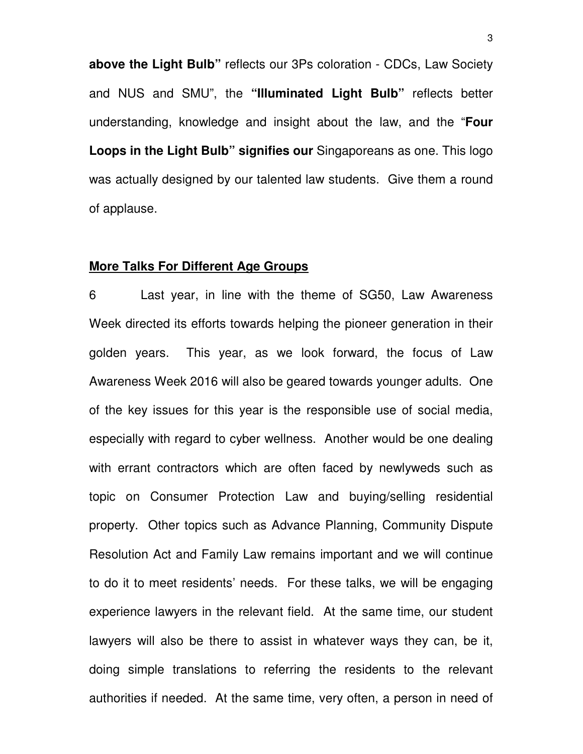**above the Light Bulb"** reflects our 3Ps coloration - CDCs, Law Society and NUS and SMU", the **"Illuminated Light Bulb"** reflects better understanding, knowledge and insight about the law, and the "**Four Loops in the Light Bulb" signifies our** Singaporeans as one. This logo was actually designed by our talented law students. Give them a round of applause.

**More Talks For Different Age Groups**

6 Last year, in line with the theme of SG50, Law Awareness Week directed its efforts towards helping the pioneer generation in their golden years. This year, as we look forward, the focus of Law Awareness Week 2016 will also be geared towards younger adults. One of the key issues for this year is the responsible use of social media, especially with regard to cyber wellness. Another would be one dealing with errant contractors which are often faced by newlyweds such as topic on Consumer Protection Law and buying/selling residential property. Other topics such as Advance Planning, Community Dispute Resolution Act and Family Law remains important and we will continue to do it to meet residents' needs. For these talks, we will be engaging experience lawyers in the relevant field. At the same time, our student lawyers will also be there to assist in whatever ways they can, be it, doing simple translations to referring the residents to the relevant authorities if needed. At the same time, very often, a person in need of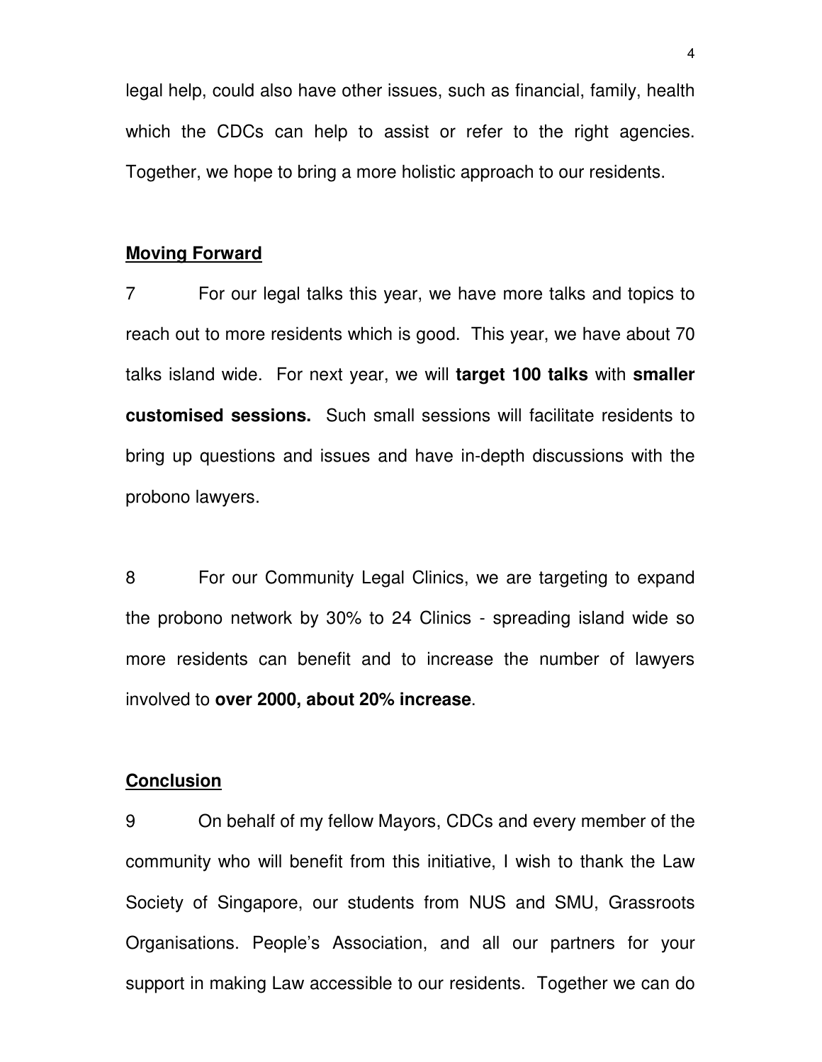legal help, could also have other issues, such as financial, family, health which the CDCs can help to assist or refer to the right agencies. Together, we hope to bring a more holistic approach to our residents.

**Moving Forward**

7 For our legal talks this year, we have more talks and topics to reach out to more residents which is good. This year, we have about 70 talks island wide. For next year, we will **target 100 talks** with **smaller customised sessions.** Such small sessions will facilitate residents to bring up questions and issues and have in-depth discussions with the probono lawyers.

8 For our Community Legal Clinics, we are targeting to expand the probono network by 30% to 24 Clinics - spreading island wide so more residents can benefit and to increase the number of lawyers involved to **over 2000, about 20% increase**.

**Conclusion**

9 On behalf of my fellow Mayors, CDCs and every member of the community who will benefit from this initiative, I wish to thank the Law Society of Singapore, our students from NUS and SMU, Grassroots Organisations. People's Association, and all our partners for your support in making Law accessible to our residents. Together we can do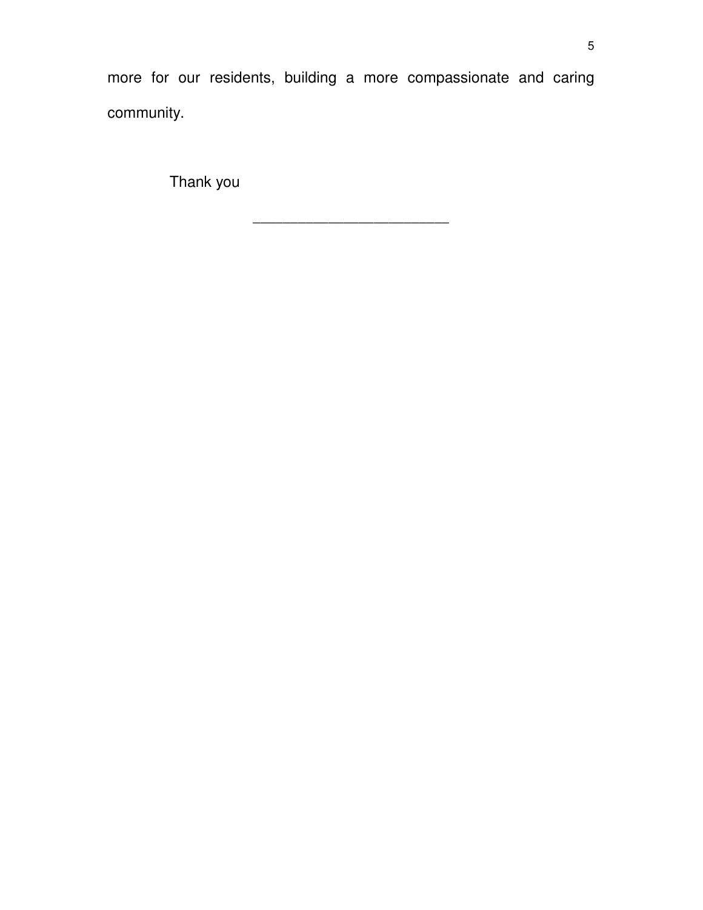more for our residents, building a more compassionate and caring community.

Thank you

________________________